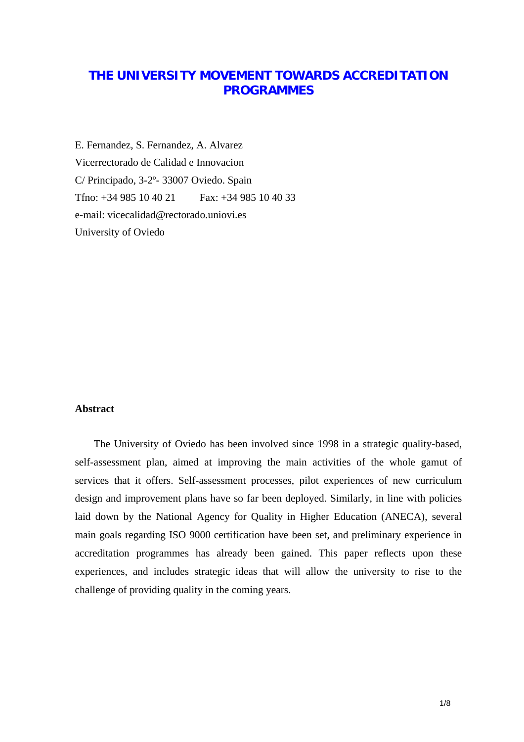# THE UNIVERSITY MOVEMENT TOWARDS ACCREDITATION PROGRAMMES

E. Fernandez, S. Fernandez, A. Alvarez

Vicerrectorado de Calidad e Innovacion

C/ Principado, 3-2º- 33007 Oviedo. Spain

Tfno: +34 985 10 40 21 Fax: +34 985 10 40 33

e-mail: vicecalidad@rectorado.uniovi.es

University of Oviedo

**Abstract**

The University of Oviedo has been involved since 1998 in a strategic quality-based, self-assessment plan, aimed at improving the main activities of the whole gamut of services that it offers. Self-assessment processes, pilot experiences of new curriculum design and improvement plans have so far been deployed. Similarly, in line with policies laid down by the National Agency for Quality in Higher Education (ANECA), several main goals regarding ISO 9000 certification have been set, and preliminary experience in accreditation programmes has already been gained. This paper reflects upon these experiences, and includes strategic ideas that will allow the university to rise to the challenge of providing quality in the coming years.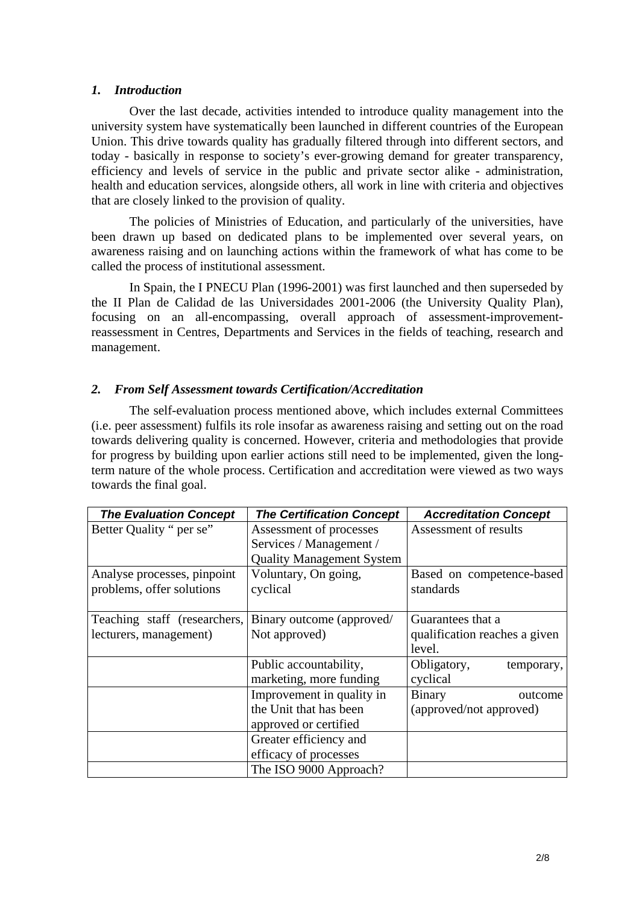## *1. Introduction*

Over the last decade, activities intended to introduce quality management into the university system have systematically been launched in different countries of the European Union. This drive towards quality has gradually filtered through into different sectors, and today - basically in response to society's ever-growing demand for greater transparency, efficiency and levels of service in the public and private sector alike - administration, health and education services, alongside others, all work in line with criteria and objectives that are closely linked to the provision of quality.

The policies of Ministries of Education, and particularly of the universities, have been drawn up based on dedicated plans to be implemented over several years, on awareness raising and on launching actions within the framework of what has come to be called the process of institutional assessment.

In Spain, the I PNECU Plan (1996-2001) was first launched and then superseded by the II Plan de Calidad de las Universidades 2001-2006 (the University Quality Plan), focusing on an all-encompassing, overall approach of assessment-improvement-reassessment in Centres, Departments and Services in the fields of teaching, research and management.

## *2. From Self Assessment towards Certification/Accreditation*

The self-evaluation process mentioned above, which includes external Committees (i.e. peer assessment) fulfils its role insofar as awareness raising and setting out on the road towards delivering quality is concerned. However, criteria and methodologies that provide for progress by building upon earlier actions still need to be implemented, given the long-term nature of the whole process. Certification and accreditation were viewed as two ways towards the final goal.

| ***The Evaluation Concept*** | ***The Certification Concept*** | ***Accreditation Concept*** |
|---|---|---|
| Better Quality " per se" | Assessment of processes Services / Management / Quality Management System | Assessment of results |
| Analyse processes, pinpoint problems, offer solutions | Voluntary, On going, cyclical | Based on competence-based standards |
| Teaching staff (researchers, lecturers, management) | Binary outcome (approved/ Not approved) | Guarantees that a qualification reaches a given level. |
| | Public accountability, marketing, more funding | Obligatory, temporary, cyclical |
| | Improvement in quality in the Unit that has been approved or certified | Binary outcome (approved/not approved) |
| | Greater efficiency and efficacy of processes | |
| | The ISO 9000 Approach? | |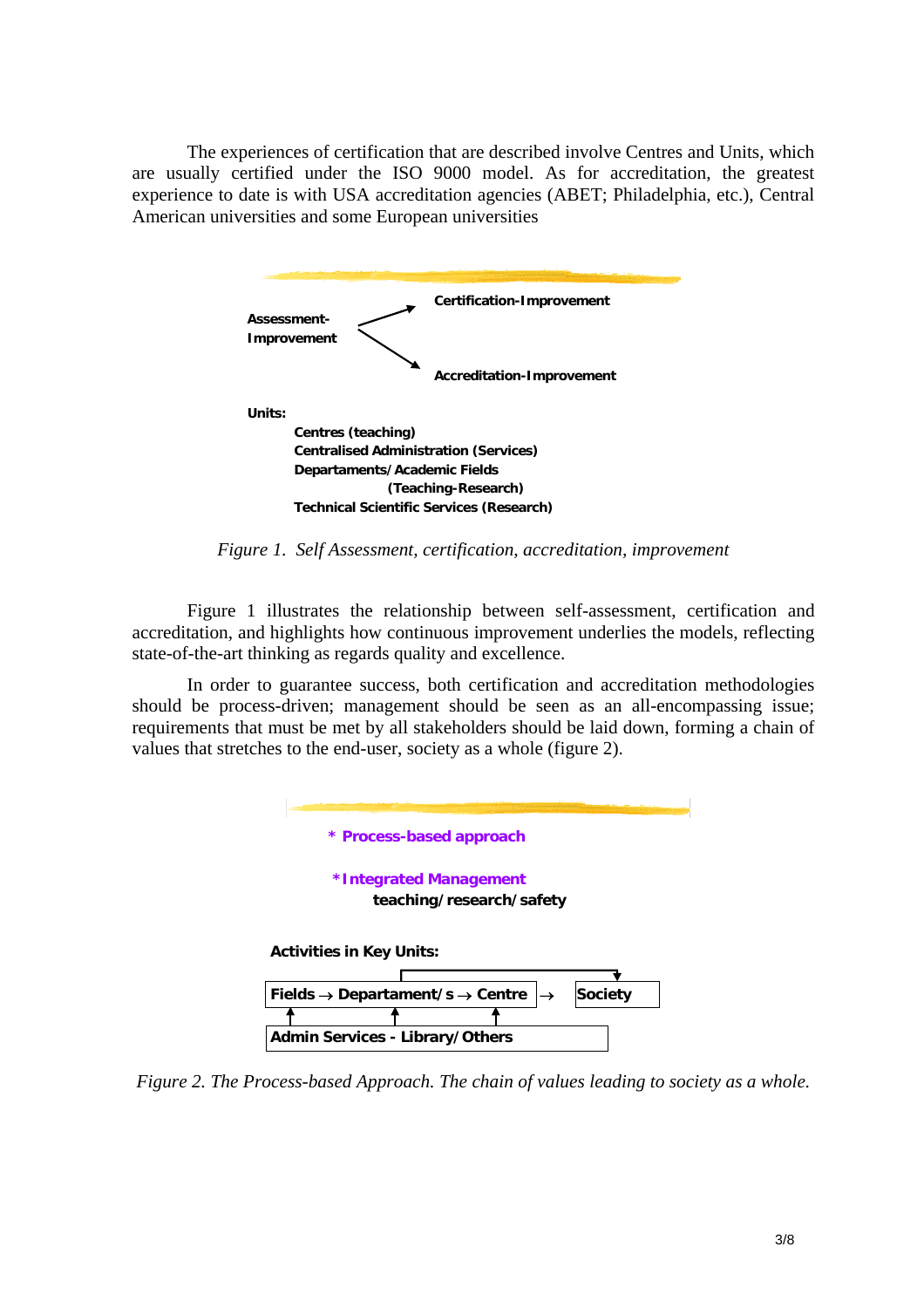The experiences of certification that are described involve Centres and Units, which are usually certified under the ISO 9000 model. As for accreditation, the greatest experience to date is with USA accreditation agencies (ABET; Philadelphia, etc.), Central American universities and some European universities

**Assessment-Improvement** → **Certification-Improvement**

**Assessment-Improvement** → **Accreditation-Improvement**

**Units:**

- **Centres (teaching)**
- **Centralised Administration (Services)**
- **Departaments/Academic Fields (Teaching-Research)**
- **Technical Scientific Services (Research)**

*Figure 1. Self Assessment, certification, accreditation, improvement*

Figure 1 illustrates the relationship between self-assessment, certification and accreditation, and highlights how continuous improvement underlies the models, reflecting state-of-the-art thinking as regards quality and excellence.

In order to guarantee success, both certification and accreditation methodologies should be process-driven; management should be seen as an all-encompassing issue; requirements that must be met by all stakeholders should be laid down, forming a chain of values that stretches to the end-user, society as a whole (figure 2).

**\* Process-based approach**

**\*Integrated Management**
**teaching/research/safety**

**Activities in Key Units:**

**Fields → Departament/s → Centre** → **Society**

**Admin Services - Library/Others**

*Figure 2. The Process-based Approach. The chain of values leading to society as a whole.*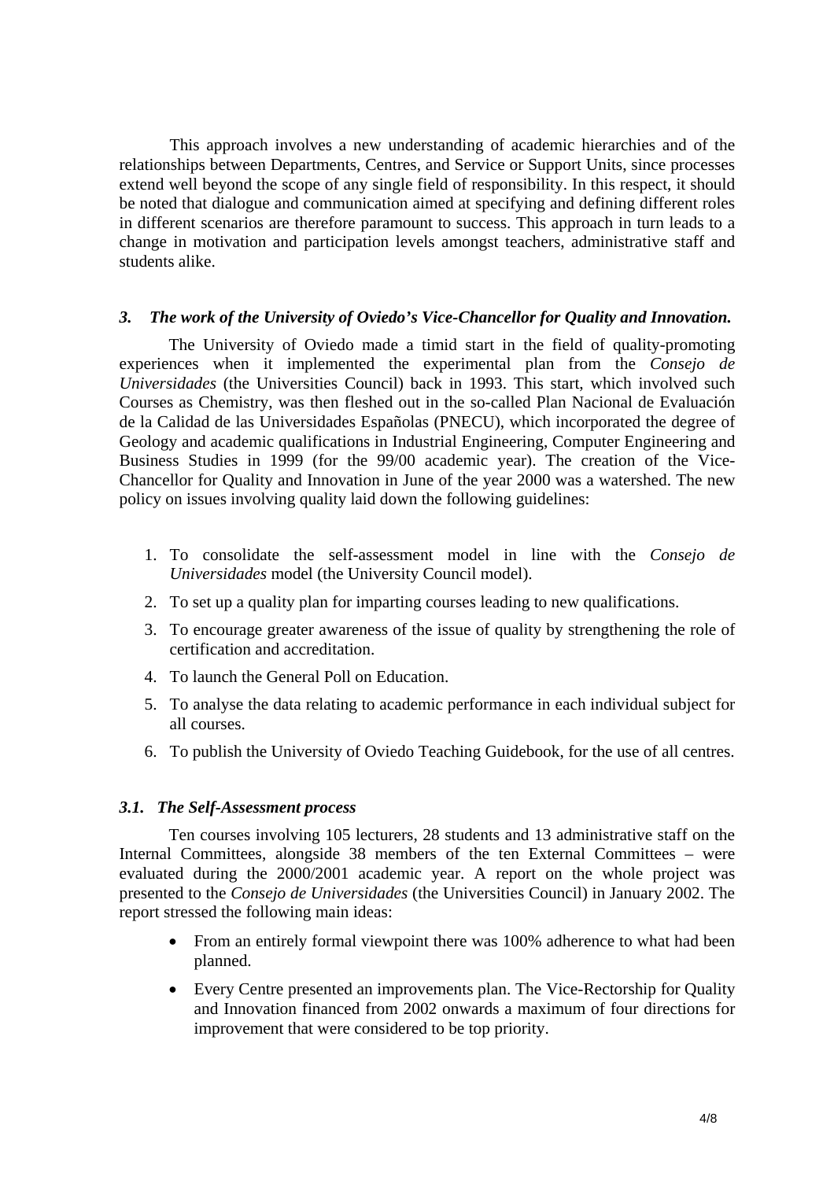This approach involves a new understanding of academic hierarchies and of the relationships between Departments, Centres, and Service or Support Units, since processes extend well beyond the scope of any single field of responsibility. In this respect, it should be noted that dialogue and communication aimed at specifying and defining different roles in different scenarios are therefore paramount to success. This approach in turn leads to a change in motivation and participation levels amongst teachers, administrative staff and students alike.

### *3. The work of the University of Oviedo's Vice-Chancellor for Quality and Innovation.*

The University of Oviedo made a timid start in the field of quality-promoting experiences when it implemented the experimental plan from the *Consejo de Universidades* (the Universities Council) back in 1993. This start, which involved such Courses as Chemistry, was then fleshed out in the so-called Plan Nacional de Evaluación de la Calidad de las Universidades Españolas (PNECU), which incorporated the degree of Geology and academic qualifications in Industrial Engineering, Computer Engineering and Business Studies in 1999 (for the 99/00 academic year). The creation of the Vice-Chancellor for Quality and Innovation in June of the year 2000 was a watershed. The new policy on issues involving quality laid down the following guidelines:

1. To consolidate the self-assessment model in line with the *Consejo de Universidades* model (the University Council model).
2. To set up a quality plan for imparting courses leading to new qualifications.
3. To encourage greater awareness of the issue of quality by strengthening the role of certification and accreditation.
4. To launch the General Poll on Education.
5. To analyse the data relating to academic performance in each individual subject for all courses.
6. To publish the University of Oviedo Teaching Guidebook, for the use of all centres.

#### *3.1. The Self-Assessment process*

Ten courses involving 105 lecturers, 28 students and 13 administrative staff on the Internal Committees, alongside 38 members of the ten External Committees – were evaluated during the 2000/2001 academic year. A report on the whole project was presented to the *Consejo de Universidades* (the Universities Council) in January 2002. The report stressed the following main ideas:

- From an entirely formal viewpoint there was 100% adherence to what had been planned.
- Every Centre presented an improvements plan. The Vice-Rectorship for Quality and Innovation financed from 2002 onwards a maximum of four directions for improvement that were considered to be top priority.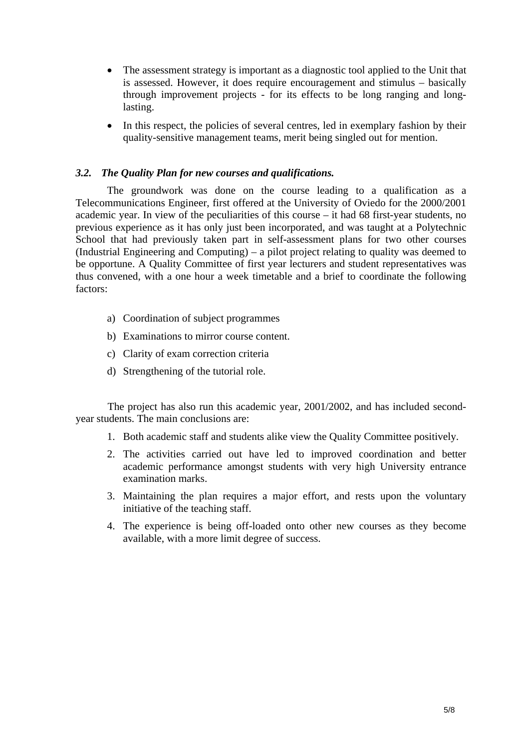- The assessment strategy is important as a diagnostic tool applied to the Unit that is assessed. However, it does require encouragement and stimulus – basically through improvement projects - for its effects to be long ranging and long-lasting.
- In this respect, the policies of several centres, led in exemplary fashion by their quality-sensitive management teams, merit being singled out for mention.

### *3.2. The Quality Plan for new courses and qualifications.*

The groundwork was done on the course leading to a qualification as a Telecommunications Engineer, first offered at the University of Oviedo for the 2000/2001 academic year. In view of the peculiarities of this course – it had 68 first-year students, no previous experience as it has only just been incorporated, and was taught at a Polytechnic School that had previously taken part in self-assessment plans for two other courses (Industrial Engineering and Computing) – a pilot project relating to quality was deemed to be opportune. A Quality Committee of first year lecturers and student representatives was thus convened, with a one hour a week timetable and a brief to coordinate the following factors:

a) Coordination of subject programmes
b) Examinations to mirror course content.
c) Clarity of exam correction criteria
d) Strengthening of the tutorial role.

The project has also run this academic year, 2001/2002, and has included second-year students. The main conclusions are:

1. Both academic staff and students alike view the Quality Committee positively.
2. The activities carried out have led to improved coordination and better academic performance amongst students with very high University entrance examination marks.
3. Maintaining the plan requires a major effort, and rests upon the voluntary initiative of the teaching staff.
4. The experience is being off-loaded onto other new courses as they become available, with a more limit degree of success.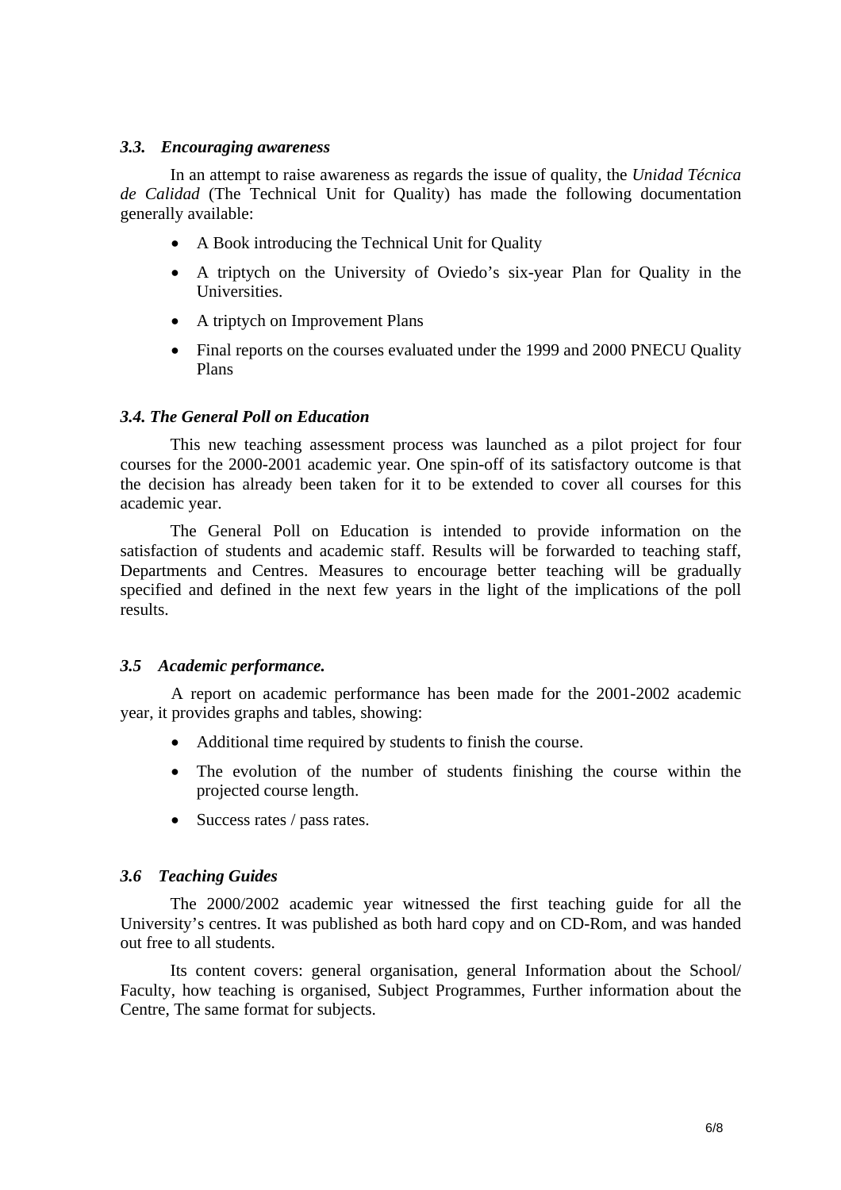### *3.3. Encouraging awareness*

In an attempt to raise awareness as regards the issue of quality, the *Unidad Técnica de Calidad* (The Technical Unit for Quality) has made the following documentation generally available:

- A Book introducing the Technical Unit for Quality
- A triptych on the University of Oviedo's six-year Plan for Quality in the Universities.
- A triptych on Improvement Plans
- Final reports on the courses evaluated under the 1999 and 2000 PNECU Quality Plans

### *3.4. The General Poll on Education*

This new teaching assessment process was launched as a pilot project for four courses for the 2000-2001 academic year. One spin-off of its satisfactory outcome is that the decision has already been taken for it to be extended to cover all courses for this academic year.

The General Poll on Education is intended to provide information on the satisfaction of students and academic staff. Results will be forwarded to teaching staff, Departments and Centres. Measures to encourage better teaching will be gradually specified and defined in the next few years in the light of the implications of the poll results.

### *3.5 Academic performance.*

A report on academic performance has been made for the 2001-2002 academic year, it provides graphs and tables, showing:

- Additional time required by students to finish the course.
- The evolution of the number of students finishing the course within the projected course length.
- Success rates / pass rates.

### *3.6 Teaching Guides*

The 2000/2002 academic year witnessed the first teaching guide for all the University's centres. It was published as both hard copy and on CD-Rom, and was handed out free to all students.

Its content covers: general organisation, general Information about the School/ Faculty, how teaching is organised, Subject Programmes, Further information about the Centre, The same format for subjects.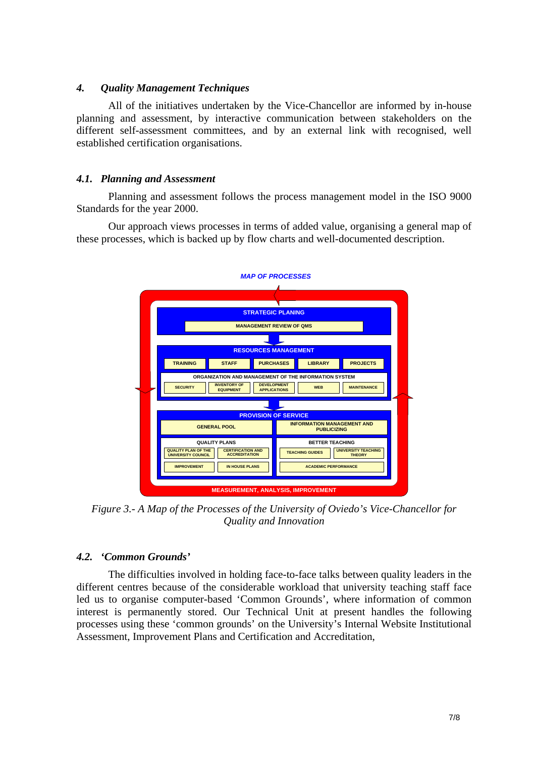## 4. *Quality Management Techniques*

All of the initiatives undertaken by the Vice-Chancellor are informed by in-house planning and assessment, by interactive communication between stakeholders on the different self-assessment committees, and by an external link with recognised, well established certification organisations.

### 4.1. *Planning and Assessment*

Planning and assessment follows the process management model in the ISO 9000 Standards for the year 2000.

Our approach views processes in terms of added value, organising a general map of these processes, which is backed up by flow charts and well-documented description.

**MAP OF PROCESSES**

- **STRATEGIC PLANING**
  - MANAGEMENT REVIEW OF QMS
- **RESOURCES MANAGEMENT**
  - TRAINING
  - STAFF
  - PURCHASES
  - LIBRARY
  - PROJECTS
  - ORGANIZATION AND MANAGEMENT OF THE INFORMATION SYSTEM
    - SECURITY
    - INVENTORY OF EQUIPMENT
    - DEVELOPMENT APPLICATIONS
    - WEB
    - MAINTENANCE
- **PROVISION OF SERVICE**
  - GENERAL POOL
  - INFORMATION MANAGEMENT AND PUBLICIZING
  - QUALITY PLANS
    - QUALITY PLAN OF THE UNIVERSITY COUNCIL
    - CERTIFICATION AND ACCREDITATION
    - IMPROVEMENT
    - IN HOUSE PLANS
  - BETTER TEACHING
    - TEACHING GUIDES
    - UNIVERSITY TEACHING THEORY
    - ACADEMIC PERFORMANCE
- **MEASUREMENT, ANALYSIS, IMPROVEMENT**

*Figure 3.- A Map of the Processes of the University of Oviedo's Vice-Chancellor for Quality and Innovation*

### 4.2. *'Common Grounds'*

The difficulties involved in holding face-to-face talks between quality leaders in the different centres because of the considerable workload that university teaching staff face led us to organise computer-based 'Common Grounds', where information of common interest is permanently stored. Our Technical Unit at present handles the following processes using these 'common grounds' on the University's Internal Website Institutional Assessment, Improvement Plans and Certification and Accreditation,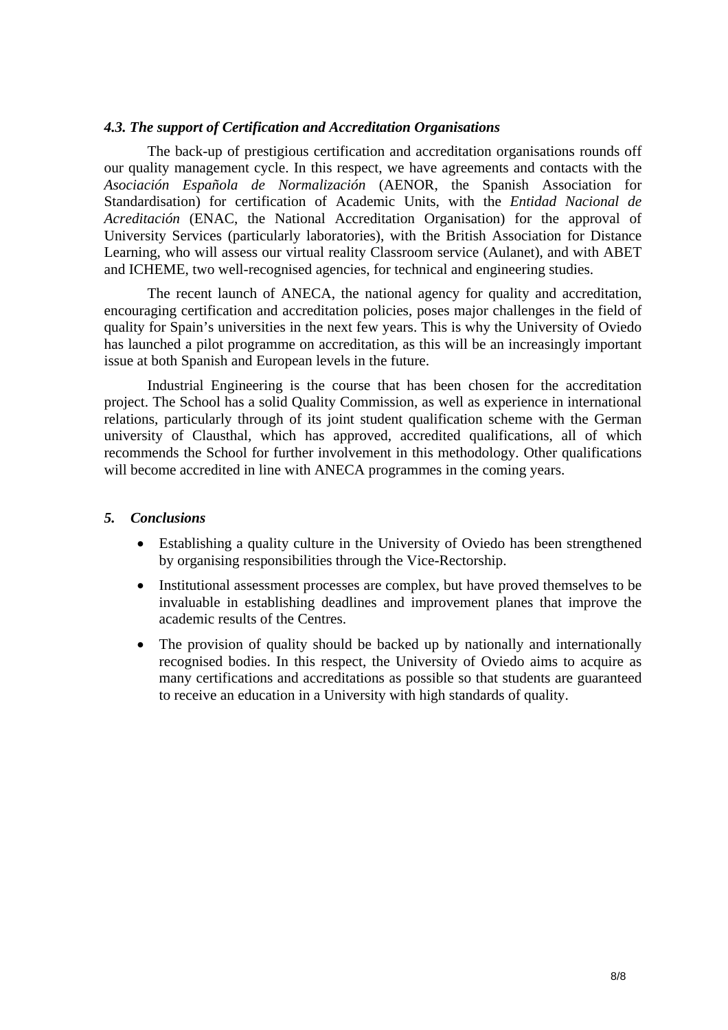### *4.3. The support of Certification and Accreditation Organisations*

The back-up of prestigious certification and accreditation organisations rounds off our quality management cycle. In this respect, we have agreements and contacts with the *Asociación Española de Normalización* (AENOR, the Spanish Association for Standardisation) for certification of Academic Units, with the *Entidad Nacional de Acreditación* (ENAC, the National Accreditation Organisation) for the approval of University Services (particularly laboratories), with the British Association for Distance Learning, who will assess our virtual reality Classroom service (Aulanet), and with ABET and ICHEME, two well-recognised agencies, for technical and engineering studies.

The recent launch of ANECA, the national agency for quality and accreditation, encouraging certification and accreditation policies, poses major challenges in the field of quality for Spain's universities in the next few years. This is why the University of Oviedo has launched a pilot programme on accreditation, as this will be an increasingly important issue at both Spanish and European levels in the future.

Industrial Engineering is the course that has been chosen for the accreditation project. The School has a solid Quality Commission, as well as experience in international relations, particularly through of its joint student qualification scheme with the German university of Clausthal, which has approved, accredited qualifications, all of which recommends the School for further involvement in this methodology. Other qualifications will become accredited in line with ANECA programmes in the coming years.

## *5. Conclusions*

- Establishing a quality culture in the University of Oviedo has been strengthened by organising responsibilities through the Vice-Rectorship.
- Institutional assessment processes are complex, but have proved themselves to be invaluable in establishing deadlines and improvement planes that improve the academic results of the Centres.
- The provision of quality should be backed up by nationally and internationally recognised bodies. In this respect, the University of Oviedo aims to acquire as many certifications and accreditations as possible so that students are guaranteed to receive an education in a University with high standards of quality.